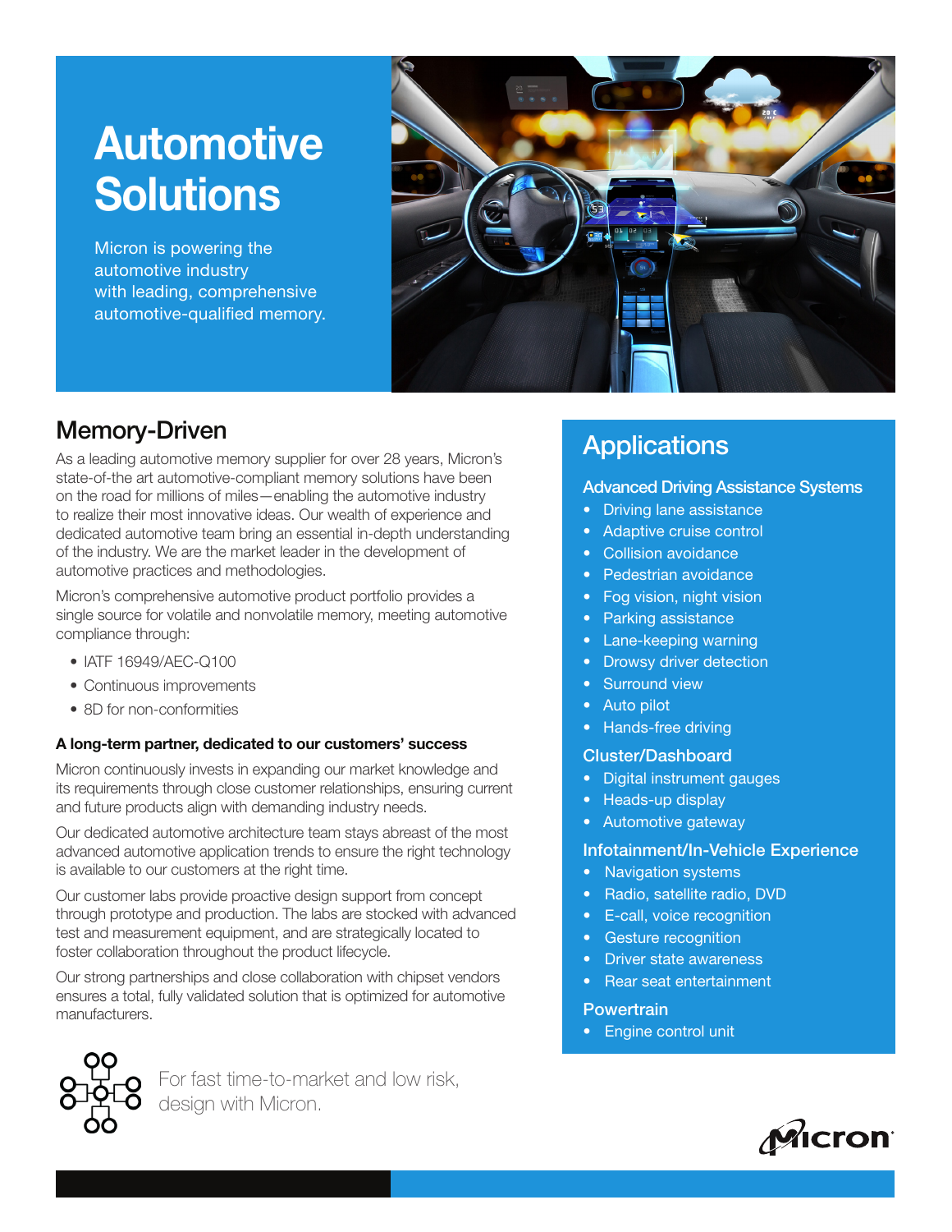# Automotive Solutions

Micron is powering the automotive industry with leading, comprehensive automotive-qualified memory.

## Memory-Driven

As a leading automotive memory supplier for over 28 years, Micron's state-of-the art automotive-compliant memory solutions have been on the road for millions of miles—enabling the automotive industry to realize their most innovative ideas. Our wealth of experience and dedicated automotive team bring an essential in-depth understanding of the industry. We are the market leader in the development of automotive practices and methodologies.

Micron's comprehensive automotive product portfolio provides a single source for volatile and nonvolatile memory, meeting automotive compliance through:

- IATF 16949/AEC-Q100
- Continuous improvements
- 8D for non-conformities

**A long-term partner, dedicated to our customers' success**

Micron continuously invests in expanding our market knowledge and its requirements through close customer relationships, ensuring current and future products align with demanding industry needs.

Our dedicated automotive architecture team stays abreast of the most advanced automotive application trends to ensure the right technology is available to our customers at the right time.

Our customer labs provide proactive design support from concept through prototype and production. The labs are stocked with advanced test and measurement equipment, and are strategically located to foster collaboration throughout the product lifecycle.

Our strong partnerships and close collaboration with chipset vendors ensures a total, fully validated solution that is optimized for automotive manufacturers.

For fast time-to-market and low risk, design with Micron.

## Applications

### Advanced Driving Assistance Systems

- Driving lane assistance
- Adaptive cruise control
- Collision avoidance
- Pedestrian avoidance
- Fog vision, night vision
- Parking assistance
- Lane-keeping warning
- Drowsy driver detection
- Surround view
- Auto pilot
- Hands-free driving

### Cluster/Dashboard

- Digital instrument gauges
- Heads-up display
- Automotive gateway

### Infotainment/In-Vehicle Experience

- Navigation systems
- Radio, satellite radio, DVD
- E-call, voice recognition
- Gesture recognition
- Driver state awareness
- Rear seat entertainment

### Powertrain

- Engine control unit

Micron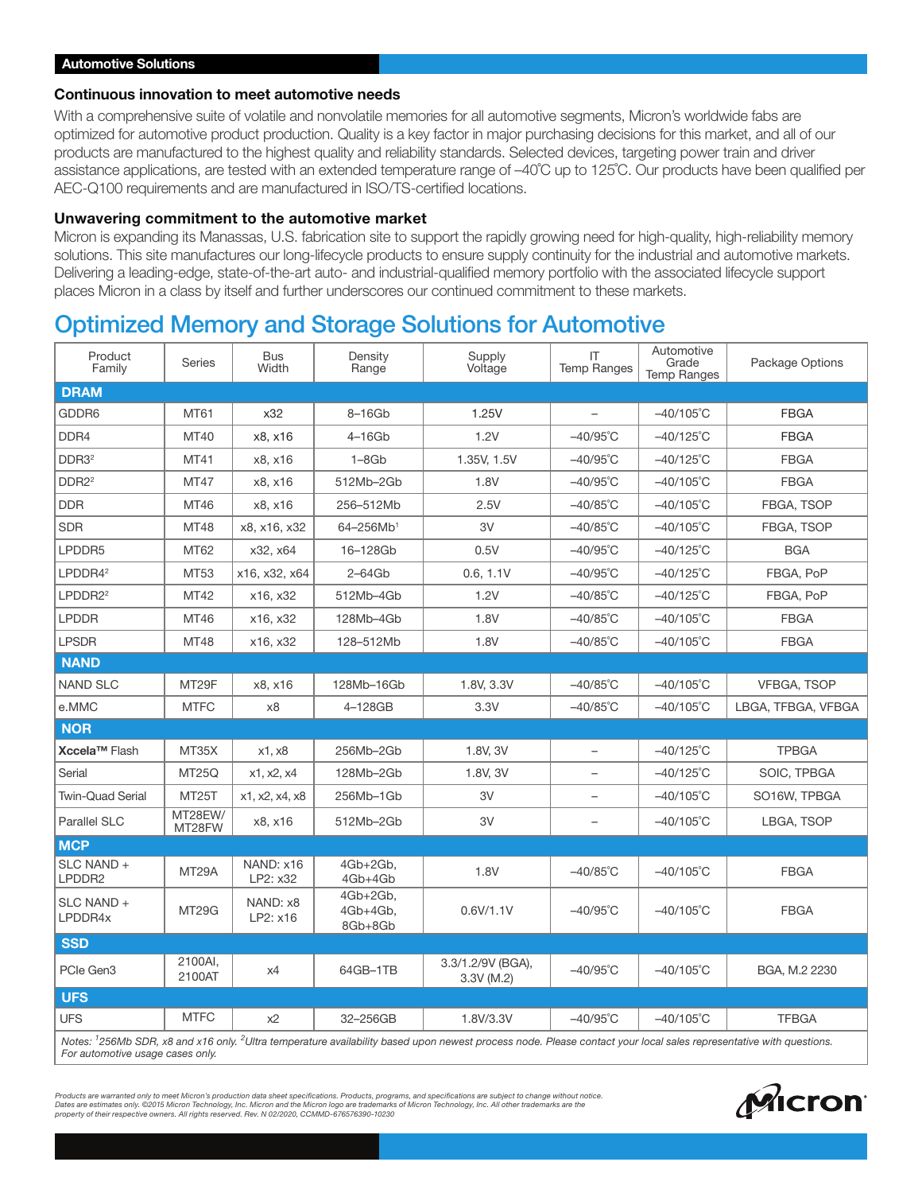**Automotive Solutions**

### Continuous innovation to meet automotive needs

With a comprehensive suite of volatile and nonvolatile memories for all automotive segments, Micron's worldwide fabs are optimized for automotive product production. Quality is a key factor in major purchasing decisions for this market, and all of our products are manufactured to the highest quality and reliability standards. Selected devices, targeting power train and driver assistance applications, are tested with an extended temperature range of –40˚C up to 125˚C. Our products have been qualified per AEC-Q100 requirements and are manufactured in ISO/TS-certified locations.

### Unwavering commitment to the automotive market

Micron is expanding its Manassas, U.S. fabrication site to support the rapidly growing need for high-quality, high-reliability memory solutions. This site manufactures our long-lifecycle products to ensure supply continuity for the industrial and automotive markets. Delivering a leading-edge, state-of-the-art auto- and industrial-qualified memory portfolio with the associated lifecycle support places Micron in a class by itself and further underscores our continued commitment to these markets.

## Optimized Memory and Storage Solutions for Automotive

| Product Family | Series | Bus Width | Density Range | Supply Voltage | IT Temp Ranges | Automotive Grade Temp Ranges | Package Options |
|---|---|---|---|---|---|---|---|
| **DRAM** | | | | | | | |
| GDDR6 | MT61 | x32 | 8–16Gb | 1.25V | – | –40/105˚C | FBGA |
| DDR4 | MT40 | x8, x16 | 4–16Gb | 1.2V | –40/95˚C | –40/125˚C | FBGA |
| DDR3[2] | MT41 | x8, x16 | 1–8Gb | 1.35V, 1.5V | –40/95˚C | –40/125˚C | FBGA |
| DDR2[2] | MT47 | x8, x16 | 512Mb–2Gb | 1.8V | –40/95˚C | –40/105˚C | FBGA |
| DDR | MT46 | x8, x16 | 256–512Mb | 2.5V | –40/85˚C | –40/105˚C | FBGA, TSOP |
| SDR | MT48 | x8, x16, x32 | 64–256Mb[1] | 3V | –40/85˚C | –40/105˚C | FBGA, TSOP |
| LPDDR5 | MT62 | x32, x64 | 16–128Gb | 0.5V | –40/95˚C | –40/125˚C | BGA |
| LPDDR4[2] | MT53 | x16, x32, x64 | 2–64Gb | 0.6, 1.1V | –40/95˚C | –40/125˚C | FBGA, PoP |
| LPDDR2[2] | MT42 | x16, x32 | 512Mb–4Gb | 1.2V | –40/85˚C | –40/125˚C | FBGA, PoP |
| LPDDR | MT46 | x16, x32 | 128Mb–4Gb | 1.8V | –40/85˚C | –40/105˚C | FBGA |
| LPSDR | MT48 | x16, x32 | 128–512Mb | 1.8V | –40/85˚C | –40/105˚C | FBGA |
| **NAND** | | | | | | | |
| NAND SLC | MT29F | x8, x16 | 128Mb–16Gb | 1.8V, 3.3V | –40/85˚C | –40/105˚C | VFBGA, TSOP |
| e.MMC | MTFC | x8 | 4–128GB | 3.3V | –40/85˚C | –40/105˚C | LBGA, TFBGA, VFBGA |
| **NOR** | | | | | | | |
| **Xccela™** Flash | MT35X | x1, x8 | 256Mb–2Gb | 1.8V, 3V | – | –40/125˚C | TPBGA |
| Serial | MT25Q | x1, x2, x4 | 128Mb–2Gb | 1.8V, 3V | – | –40/125˚C | SOIC, TPBGA |
| Twin-Quad Serial | MT25T | x1, x2, x4, x8 | 256Mb–1Gb | 3V | – | –40/105˚C | SO16W, TPBGA |
| Parallel SLC | MT28EW/ MT28FW | x8, x16 | 512Mb–2Gb | 3V | – | –40/105˚C | LBGA, TSOP |
| **MCP** | | | | | | | |
| SLC NAND + LPDDR2 | MT29A | NAND: x16 LP2: x32 | 4Gb+2Gb, 4Gb+4Gb | 1.8V | –40/85˚C | –40/105˚C | FBGA |
| SLC NAND + LPDDR4x | MT29G | NAND: x8 LP2: x16 | 4Gb+2Gb, 4Gb+4Gb, 8Gb+8Gb | 0.6V/1.1V | –40/95˚C | –40/105˚C | FBGA |
| **SSD** | | | | | | | |
| PCIe Gen3 | 2100AI, 2100AT | x4 | 64GB–1TB | 3.3/1.2/9V (BGA), 3.3V (M.2) | –40/95˚C | –40/105˚C | BGA, M.2 2230 |
| **UFS** | | | | | | | |
| UFS | MTFC | x2 | 32–256GB | 1.8V/3.3V | –40/95˚C | –40/105˚C | TFBGA |

*Notes: [1]256Mb SDR, x8 and x16 only. [2]Ultra temperature availability based upon newest process node. Please contact your local sales representative with questions. For automotive usage cases only.*

*Products are warranted only to meet Micron's production data sheet specifications. Products, programs, and specifications are subject to change without notice. Dates are estimates only. ©2015 Micron Technology, Inc. Micron and the Micron logo are trademarks of Micron Technology, Inc. All other trademarks are the property of their respective owners. All rights reserved. Rev. N 02/2020, CCMMD-676576390-10230*

Micron